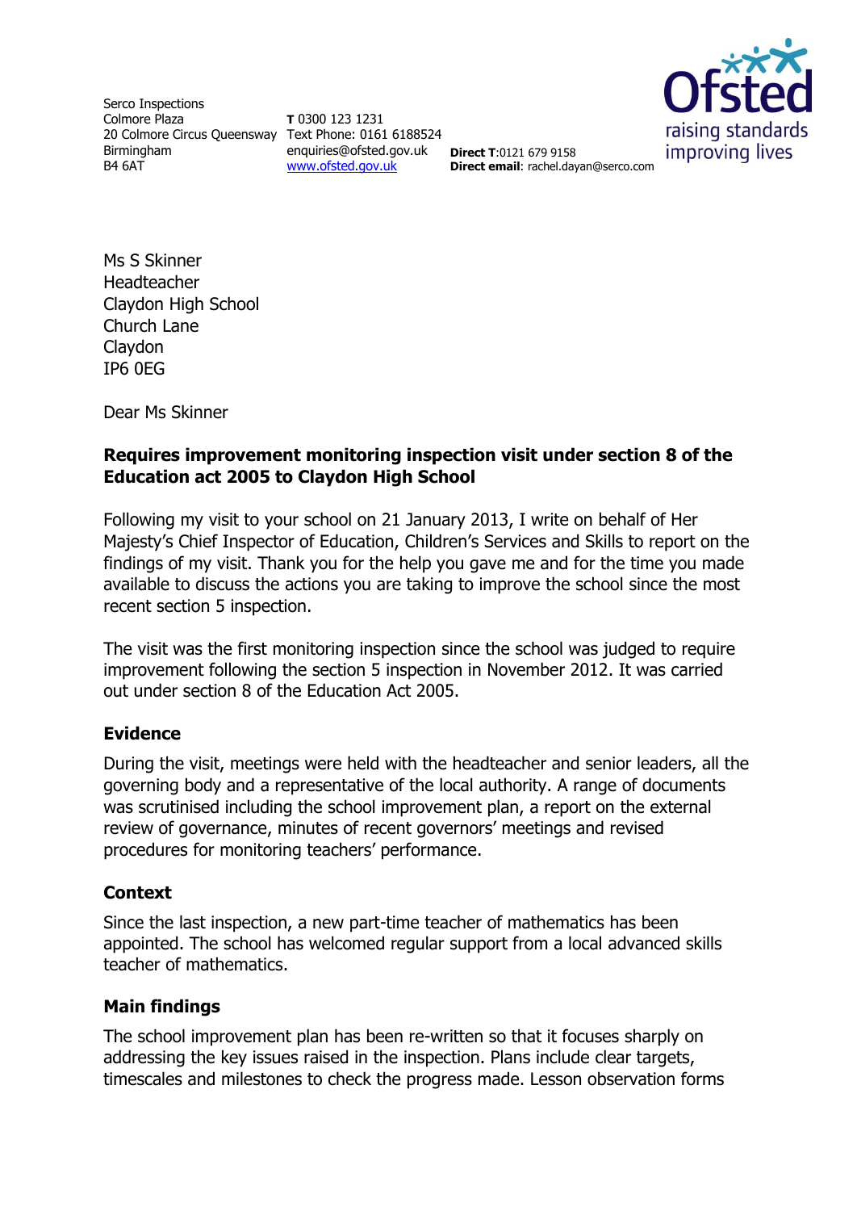Serco Inspections
Colmore Plaza
20 Colmore Circus Queensway
Birmingham
B4 6AT

**T** 0300 123 1231
Text Phone: 0161 6188524
enquiries@ofsted.gov.uk
www.ofsted.gov.uk

**Direct T**:0121 679 9158
**Direct email**: rachel.dayan@serco.com

Ofsted
raising standards
improving lives

Ms S Skinner
Headteacher
Claydon High School
Church Lane
Claydon
IP6 0EG

Dear Ms Skinner

**Requires improvement monitoring inspection visit under section 8 of the Education act 2005 to Claydon High School**

Following my visit to your school on 21 January 2013, I write on behalf of Her Majesty's Chief Inspector of Education, Children's Services and Skills to report on the findings of my visit. Thank you for the help you gave me and for the time you made available to discuss the actions you are taking to improve the school since the most recent section 5 inspection.

The visit was the first monitoring inspection since the school was judged to require improvement following the section 5 inspection in November 2012. It was carried out under section 8 of the Education Act 2005.

## Evidence

During the visit, meetings were held with the headteacher and senior leaders, all the governing body and a representative of the local authority. A range of documents was scrutinised including the school improvement plan, a report on the external review of governance, minutes of recent governors' meetings and revised procedures for monitoring teachers' performance.

## Context

Since the last inspection, a new part-time teacher of mathematics has been appointed. The school has welcomed regular support from a local advanced skills teacher of mathematics.

## Main findings

The school improvement plan has been re-written so that it focuses sharply on addressing the key issues raised in the inspection. Plans include clear targets, timescales and milestones to check the progress made. Lesson observation forms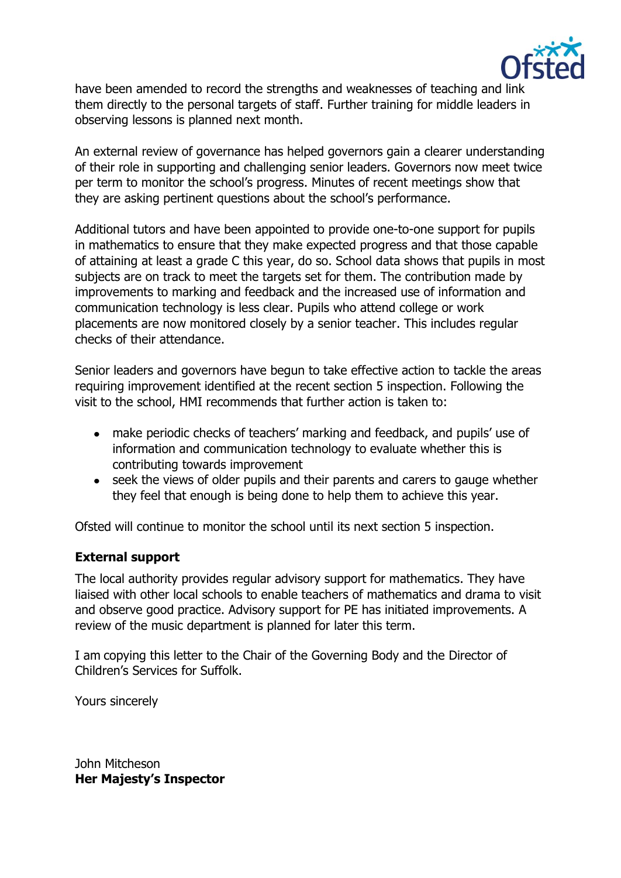have been amended to record the strengths and weaknesses of teaching and link them directly to the personal targets of staff. Further training for middle leaders in observing lessons is planned next month.

An external review of governance has helped governors gain a clearer understanding of their role in supporting and challenging senior leaders. Governors now meet twice per term to monitor the school's progress. Minutes of recent meetings show that they are asking pertinent questions about the school's performance.

Additional tutors and have been appointed to provide one-to-one support for pupils in mathematics to ensure that they make expected progress and that those capable of attaining at least a grade C this year, do so. School data shows that pupils in most subjects are on track to meet the targets set for them. The contribution made by improvements to marking and feedback and the increased use of information and communication technology is less clear. Pupils who attend college or work placements are now monitored closely by a senior teacher. This includes regular checks of their attendance.

Senior leaders and governors have begun to take effective action to tackle the areas requiring improvement identified at the recent section 5 inspection. Following the visit to the school, HMI recommends that further action is taken to:

- make periodic checks of teachers' marking and feedback, and pupils' use of information and communication technology to evaluate whether this is contributing towards improvement
- seek the views of older pupils and their parents and carers to gauge whether they feel that enough is being done to help them to achieve this year.

Ofsted will continue to monitor the school until its next section 5 inspection.

**External support**

The local authority provides regular advisory support for mathematics. They have liaised with other local schools to enable teachers of mathematics and drama to visit and observe good practice. Advisory support for PE has initiated improvements. A review of the music department is planned for later this term.

I am copying this letter to the Chair of the Governing Body and the Director of Children's Services for Suffolk.

Yours sincerely

John Mitcheson
**Her Majesty's Inspector**